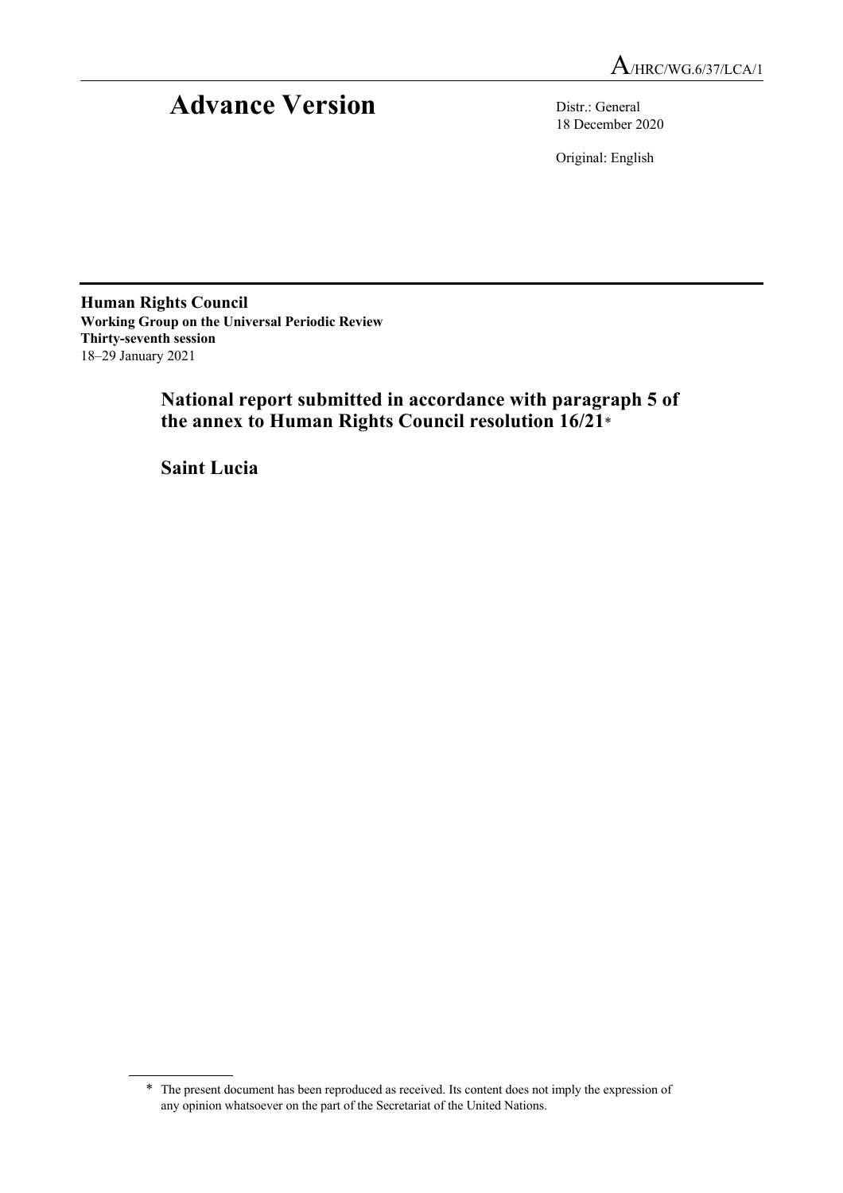A/HRC/WG.6/37/LCA/1

# Advance Version

Distr.: General
18 December 2020

Original: English

**Human Rights Council**
**Working Group on the Universal Periodic Review**
**Thirty-seventh session**
18–29 January 2021

## National report submitted in accordance with paragraph 5 of the annex to Human Rights Council resolution 16/21*

## Saint Lucia

\* The present document has been reproduced as received. Its content does not imply the expression of any opinion whatsoever on the part of the Secretariat of the United Nations.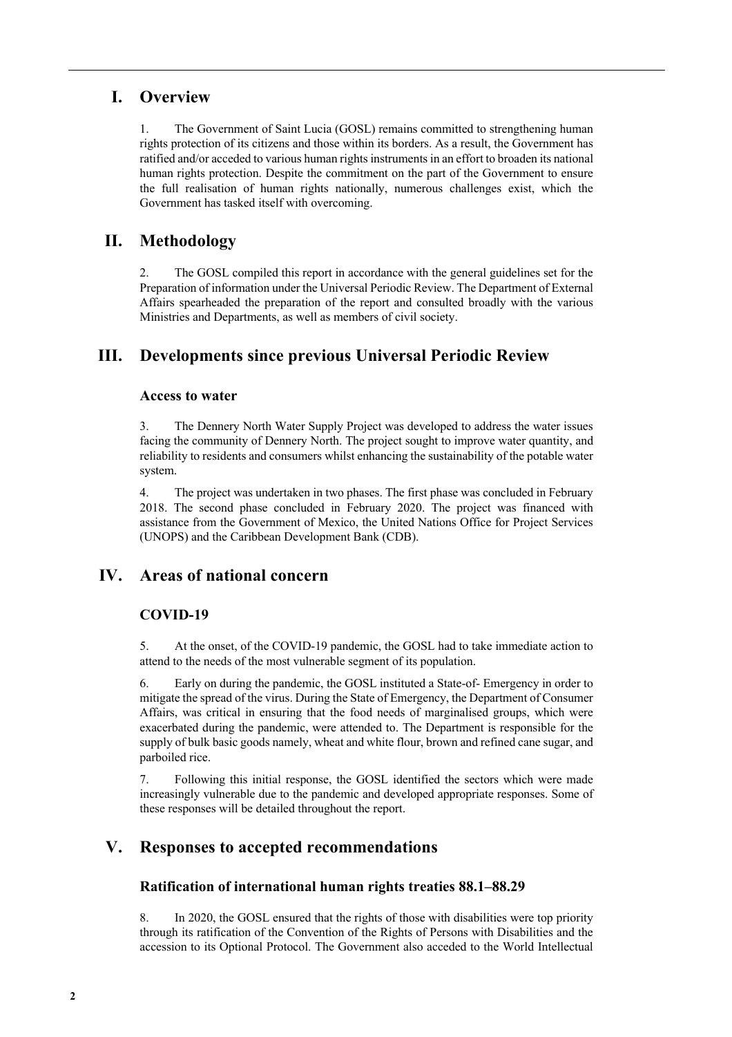## I. Overview

1. The Government of Saint Lucia (GOSL) remains committed to strengthening human rights protection of its citizens and those within its borders. As a result, the Government has ratified and/or acceded to various human rights instruments in an effort to broaden its national human rights protection. Despite the commitment on the part of the Government to ensure the full realisation of human rights nationally, numerous challenges exist, which the Government has tasked itself with overcoming.

## II. Methodology

2. The GOSL compiled this report in accordance with the general guidelines set for the Preparation of information under the Universal Periodic Review. The Department of External Affairs spearheaded the preparation of the report and consulted broadly with the various Ministries and Departments, as well as members of civil society.

## III. Developments since previous Universal Periodic Review

### Access to water

3. The Dennery North Water Supply Project was developed to address the water issues facing the community of Dennery North. The project sought to improve water quantity, and reliability to residents and consumers whilst enhancing the sustainability of the potable water system.

4. The project was undertaken in two phases. The first phase was concluded in February 2018. The second phase concluded in February 2020. The project was financed with assistance from the Government of Mexico, the United Nations Office for Project Services (UNOPS) and the Caribbean Development Bank (CDB).

## IV. Areas of national concern

### COVID-19

5. At the onset, of the COVID-19 pandemic, the GOSL had to take immediate action to attend to the needs of the most vulnerable segment of its population.

6. Early on during the pandemic, the GOSL instituted a State-of- Emergency in order to mitigate the spread of the virus. During the State of Emergency, the Department of Consumer Affairs, was critical in ensuring that the food needs of marginalised groups, which were exacerbated during the pandemic, were attended to. The Department is responsible for the supply of bulk basic goods namely, wheat and white flour, brown and refined cane sugar, and parboiled rice.

7. Following this initial response, the GOSL identified the sectors which were made increasingly vulnerable due to the pandemic and developed appropriate responses. Some of these responses will be detailed throughout the report.

## V. Responses to accepted recommendations

### Ratification of international human rights treaties 88.1–88.29

8. In 2020, the GOSL ensured that the rights of those with disabilities were top priority through its ratification of the Convention of the Rights of Persons with Disabilities and the accession to its Optional Protocol. The Government also acceded to the World Intellectual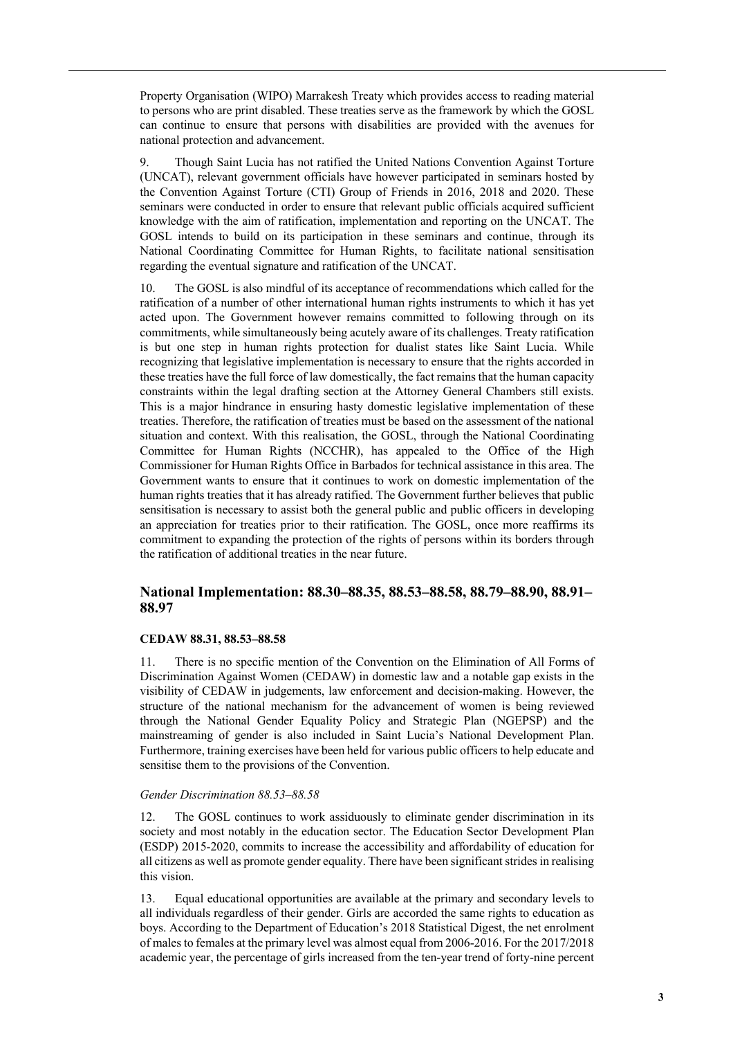Property Organisation (WIPO) Marrakesh Treaty which provides access to reading material to persons who are print disabled. These treaties serve as the framework by which the GOSL can continue to ensure that persons with disabilities are provided with the avenues for national protection and advancement.

9. Though Saint Lucia has not ratified the United Nations Convention Against Torture (UNCAT), relevant government officials have however participated in seminars hosted by the Convention Against Torture (CTI) Group of Friends in 2016, 2018 and 2020. These seminars were conducted in order to ensure that relevant public officials acquired sufficient knowledge with the aim of ratification, implementation and reporting on the UNCAT. The GOSL intends to build on its participation in these seminars and continue, through its National Coordinating Committee for Human Rights, to facilitate national sensitisation regarding the eventual signature and ratification of the UNCAT.

10. The GOSL is also mindful of its acceptance of recommendations which called for the ratification of a number of other international human rights instruments to which it has yet acted upon. The Government however remains committed to following through on its commitments, while simultaneously being acutely aware of its challenges. Treaty ratification is but one step in human rights protection for dualist states like Saint Lucia. While recognizing that legislative implementation is necessary to ensure that the rights accorded in these treaties have the full force of law domestically, the fact remains that the human capacity constraints within the legal drafting section at the Attorney General Chambers still exists. This is a major hindrance in ensuring hasty domestic legislative implementation of these treaties. Therefore, the ratification of treaties must be based on the assessment of the national situation and context. With this realisation, the GOSL, through the National Coordinating Committee for Human Rights (NCCHR), has appealed to the Office of the High Commissioner for Human Rights Office in Barbados for technical assistance in this area. The Government wants to ensure that it continues to work on domestic implementation of the human rights treaties that it has already ratified. The Government further believes that public sensitisation is necessary to assist both the general public and public officers in developing an appreciation for treaties prior to their ratification. The GOSL, once more reaffirms its commitment to expanding the protection of the rights of persons within its borders through the ratification of additional treaties in the near future.

## National Implementation: 88.30–88.35, 88.53–88.58, 88.79–88.90, 88.91–88.97

#### CEDAW 88.31, 88.53–88.58

11. There is no specific mention of the Convention on the Elimination of All Forms of Discrimination Against Women (CEDAW) in domestic law and a notable gap exists in the visibility of CEDAW in judgements, law enforcement and decision-making. However, the structure of the national mechanism for the advancement of women is being reviewed through the National Gender Equality Policy and Strategic Plan (NGEPSP) and the mainstreaming of gender is also included in Saint Lucia's National Development Plan. Furthermore, training exercises have been held for various public officers to help educate and sensitise them to the provisions of the Convention.

*Gender Discrimination 88.53–88.58*

12. The GOSL continues to work assiduously to eliminate gender discrimination in its society and most notably in the education sector. The Education Sector Development Plan (ESDP) 2015-2020, commits to increase the accessibility and affordability of education for all citizens as well as promote gender equality. There have been significant strides in realising this vision.

13. Equal educational opportunities are available at the primary and secondary levels to all individuals regardless of their gender. Girls are accorded the same rights to education as boys. According to the Department of Education's 2018 Statistical Digest, the net enrolment of males to females at the primary level was almost equal from 2006-2016. For the 2017/2018 academic year, the percentage of girls increased from the ten-year trend of forty-nine percent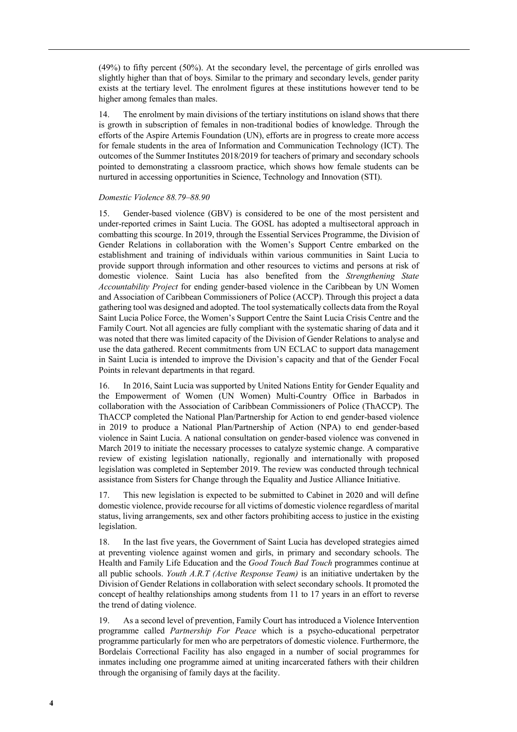(49%) to fifty percent (50%). At the secondary level, the percentage of girls enrolled was slightly higher than that of boys. Similar to the primary and secondary levels, gender parity exists at the tertiary level. The enrolment figures at these institutions however tend to be higher among females than males.

14. The enrolment by main divisions of the tertiary institutions on island shows that there is growth in subscription of females in non-traditional bodies of knowledge. Through the efforts of the Aspire Artemis Foundation (UN), efforts are in progress to create more access for female students in the area of Information and Communication Technology (ICT). The outcomes of the Summer Institutes 2018/2019 for teachers of primary and secondary schools pointed to demonstrating a classroom practice, which shows how female students can be nurtured in accessing opportunities in Science, Technology and Innovation (STI).

*Domestic Violence 88.79–88.90*

15. Gender-based violence (GBV) is considered to be one of the most persistent and under-reported crimes in Saint Lucia. The GOSL has adopted a multisectoral approach in combatting this scourge. In 2019, through the Essential Services Programme, the Division of Gender Relations in collaboration with the Women's Support Centre embarked on the establishment and training of individuals within various communities in Saint Lucia to provide support through information and other resources to victims and persons at risk of domestic violence. Saint Lucia has also benefited from the *Strengthening State Accountability Project* for ending gender-based violence in the Caribbean by UN Women and Association of Caribbean Commissioners of Police (ACCP). Through this project a data gathering tool was designed and adopted. The tool systematically collects data from the Royal Saint Lucia Police Force, the Women's Support Centre the Saint Lucia Crisis Centre and the Family Court. Not all agencies are fully compliant with the systematic sharing of data and it was noted that there was limited capacity of the Division of Gender Relations to analyse and use the data gathered. Recent commitments from UN ECLAC to support data management in Saint Lucia is intended to improve the Division's capacity and that of the Gender Focal Points in relevant departments in that regard.

16. In 2016, Saint Lucia was supported by United Nations Entity for Gender Equality and the Empowerment of Women (UN Women) Multi-Country Office in Barbados in collaboration with the Association of Caribbean Commissioners of Police (ThACCP). The ThACCP completed the National Plan/Partnership for Action to end gender-based violence in 2019 to produce a National Plan/Partnership of Action (NPA) to end gender-based violence in Saint Lucia. A national consultation on gender-based violence was convened in March 2019 to initiate the necessary processes to catalyze systemic change. A comparative review of existing legislation nationally, regionally and internationally with proposed legislation was completed in September 2019. The review was conducted through technical assistance from Sisters for Change through the Equality and Justice Alliance Initiative.

17. This new legislation is expected to be submitted to Cabinet in 2020 and will define domestic violence, provide recourse for all victims of domestic violence regardless of marital status, living arrangements, sex and other factors prohibiting access to justice in the existing legislation.

18. In the last five years, the Government of Saint Lucia has developed strategies aimed at preventing violence against women and girls, in primary and secondary schools. The Health and Family Life Education and the *Good Touch Bad Touch* programmes continue at all public schools. *Youth A.R.T (Active Response Team)* is an initiative undertaken by the Division of Gender Relations in collaboration with select secondary schools. It promoted the concept of healthy relationships among students from 11 to 17 years in an effort to reverse the trend of dating violence.

19. As a second level of prevention, Family Court has introduced a Violence Intervention programme called *Partnership For Peace* which is a psycho-educational perpetrator programme particularly for men who are perpetrators of domestic violence. Furthermore, the Bordelais Correctional Facility has also engaged in a number of social programmes for inmates including one programme aimed at uniting incarcerated fathers with their children through the organising of family days at the facility.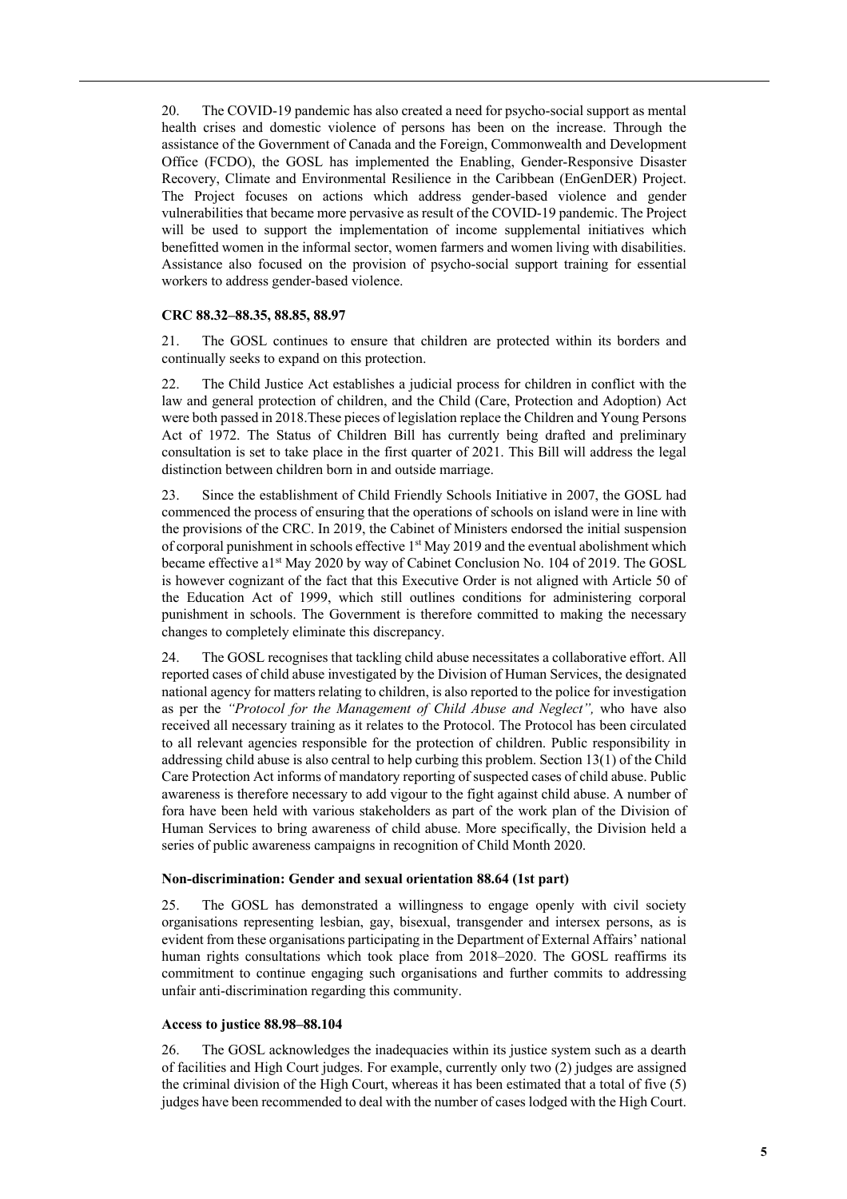20. The COVID-19 pandemic has also created a need for psycho-social support as mental health crises and domestic violence of persons has been on the increase. Through the assistance of the Government of Canada and the Foreign, Commonwealth and Development Office (FCDO), the GOSL has implemented the Enabling, Gender-Responsive Disaster Recovery, Climate and Environmental Resilience in the Caribbean (EnGenDER) Project. The Project focuses on actions which address gender-based violence and gender vulnerabilities that became more pervasive as result of the COVID-19 pandemic. The Project will be used to support the implementation of income supplemental initiatives which benefitted women in the informal sector, women farmers and women living with disabilities. Assistance also focused on the provision of psycho-social support training for essential workers to address gender-based violence.

**CRC 88.32–88.35, 88.85, 88.97**

21. The GOSL continues to ensure that children are protected within its borders and continually seeks to expand on this protection.

22. The Child Justice Act establishes a judicial process for children in conflict with the law and general protection of children, and the Child (Care, Protection and Adoption) Act were both passed in 2018.These pieces of legislation replace the Children and Young Persons Act of 1972. The Status of Children Bill has currently being drafted and preliminary consultation is set to take place in the first quarter of 2021. This Bill will address the legal distinction between children born in and outside marriage.

23. Since the establishment of Child Friendly Schools Initiative in 2007, the GOSL had commenced the process of ensuring that the operations of schools on island were in line with the provisions of the CRC. In 2019, the Cabinet of Ministers endorsed the initial suspension of corporal punishment in schools effective 1st May 2019 and the eventual abolishment which became effective a1st May 2020 by way of Cabinet Conclusion No. 104 of 2019. The GOSL is however cognizant of the fact that this Executive Order is not aligned with Article 50 of the Education Act of 1999, which still outlines conditions for administering corporal punishment in schools. The Government is therefore committed to making the necessary changes to completely eliminate this discrepancy.

24. The GOSL recognises that tackling child abuse necessitates a collaborative effort. All reported cases of child abuse investigated by the Division of Human Services, the designated national agency for matters relating to children, is also reported to the police for investigation as per the *"Protocol for the Management of Child Abuse and Neglect",* who have also received all necessary training as it relates to the Protocol. The Protocol has been circulated to all relevant agencies responsible for the protection of children. Public responsibility in addressing child abuse is also central to help curbing this problem. Section 13(1) of the Child Care Protection Act informs of mandatory reporting of suspected cases of child abuse. Public awareness is therefore necessary to add vigour to the fight against child abuse. A number of fora have been held with various stakeholders as part of the work plan of the Division of Human Services to bring awareness of child abuse. More specifically, the Division held a series of public awareness campaigns in recognition of Child Month 2020.

**Non-discrimination: Gender and sexual orientation 88.64 (1st part)**

25. The GOSL has demonstrated a willingness to engage openly with civil society organisations representing lesbian, gay, bisexual, transgender and intersex persons, as is evident from these organisations participating in the Department of External Affairs' national human rights consultations which took place from 2018–2020. The GOSL reaffirms its commitment to continue engaging such organisations and further commits to addressing unfair anti-discrimination regarding this community.

**Access to justice 88.98–88.104**

26. The GOSL acknowledges the inadequacies within its justice system such as a dearth of facilities and High Court judges. For example, currently only two (2) judges are assigned the criminal division of the High Court, whereas it has been estimated that a total of five (5) judges have been recommended to deal with the number of cases lodged with the High Court.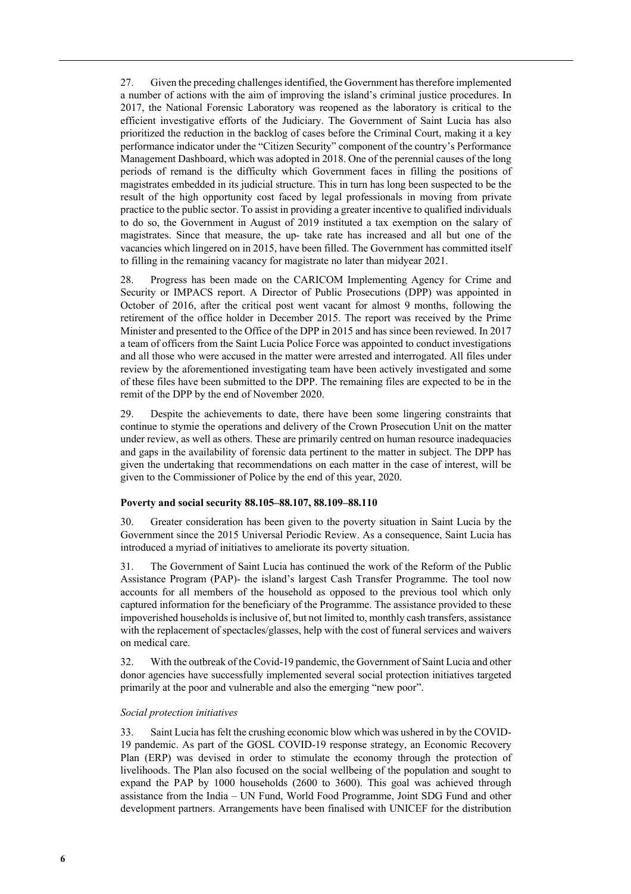27. Given the preceding challenges identified, the Government has therefore implemented a number of actions with the aim of improving the island's criminal justice procedures. In 2017, the National Forensic Laboratory was reopened as the laboratory is critical to the efficient investigative efforts of the Judiciary. The Government of Saint Lucia has also prioritized the reduction in the backlog of cases before the Criminal Court, making it a key performance indicator under the "Citizen Security" component of the country's Performance Management Dashboard, which was adopted in 2018. One of the perennial causes of the long periods of remand is the difficulty which Government faces in filling the positions of magistrates embedded in its judicial structure. This in turn has long been suspected to be the result of the high opportunity cost faced by legal professionals in moving from private practice to the public sector. To assist in providing a greater incentive to qualified individuals to do so, the Government in August of 2019 instituted a tax exemption on the salary of magistrates. Since that measure, the up- take rate has increased and all but one of the vacancies which lingered on in 2015, have been filled. The Government has committed itself to filling in the remaining vacancy for magistrate no later than midyear 2021.

28. Progress has been made on the CARICOM Implementing Agency for Crime and Security or IMPACS report. A Director of Public Prosecutions (DPP) was appointed in October of 2016, after the critical post went vacant for almost 9 months, following the retirement of the office holder in December 2015. The report was received by the Prime Minister and presented to the Office of the DPP in 2015 and has since been reviewed. In 2017 a team of officers from the Saint Lucia Police Force was appointed to conduct investigations and all those who were accused in the matter were arrested and interrogated. All files under review by the aforementioned investigating team have been actively investigated and some of these files have been submitted to the DPP. The remaining files are expected to be in the remit of the DPP by the end of November 2020.

29. Despite the achievements to date, there have been some lingering constraints that continue to stymie the operations and delivery of the Crown Prosecution Unit on the matter under review, as well as others. These are primarily centred on human resource inadequacies and gaps in the availability of forensic data pertinent to the matter in subject. The DPP has given the undertaking that recommendations on each matter in the case of interest, will be given to the Commissioner of Police by the end of this year, 2020.

**Poverty and social security 88.105–88.107, 88.109–88.110**

30. Greater consideration has been given to the poverty situation in Saint Lucia by the Government since the 2015 Universal Periodic Review. As a consequence, Saint Lucia has introduced a myriad of initiatives to ameliorate its poverty situation.

31. The Government of Saint Lucia has continued the work of the Reform of the Public Assistance Program (PAP)- the island's largest Cash Transfer Programme. The tool now accounts for all members of the household as opposed to the previous tool which only captured information for the beneficiary of the Programme. The assistance provided to these impoverished households is inclusive of, but not limited to, monthly cash transfers, assistance with the replacement of spectacles/glasses, help with the cost of funeral services and waivers on medical care.

32. With the outbreak of the Covid-19 pandemic, the Government of Saint Lucia and other donor agencies have successfully implemented several social protection initiatives targeted primarily at the poor and vulnerable and also the emerging "new poor".

*Social protection initiatives*

33. Saint Lucia has felt the crushing economic blow which was ushered in by the COVID-19 pandemic. As part of the GOSL COVID-19 response strategy, an Economic Recovery Plan (ERP) was devised in order to stimulate the economy through the protection of livelihoods. The Plan also focused on the social wellbeing of the population and sought to expand the PAP by 1000 households (2600 to 3600). This goal was achieved through assistance from the India – UN Fund, World Food Programme, Joint SDG Fund and other development partners. Arrangements have been finalised with UNICEF for the distribution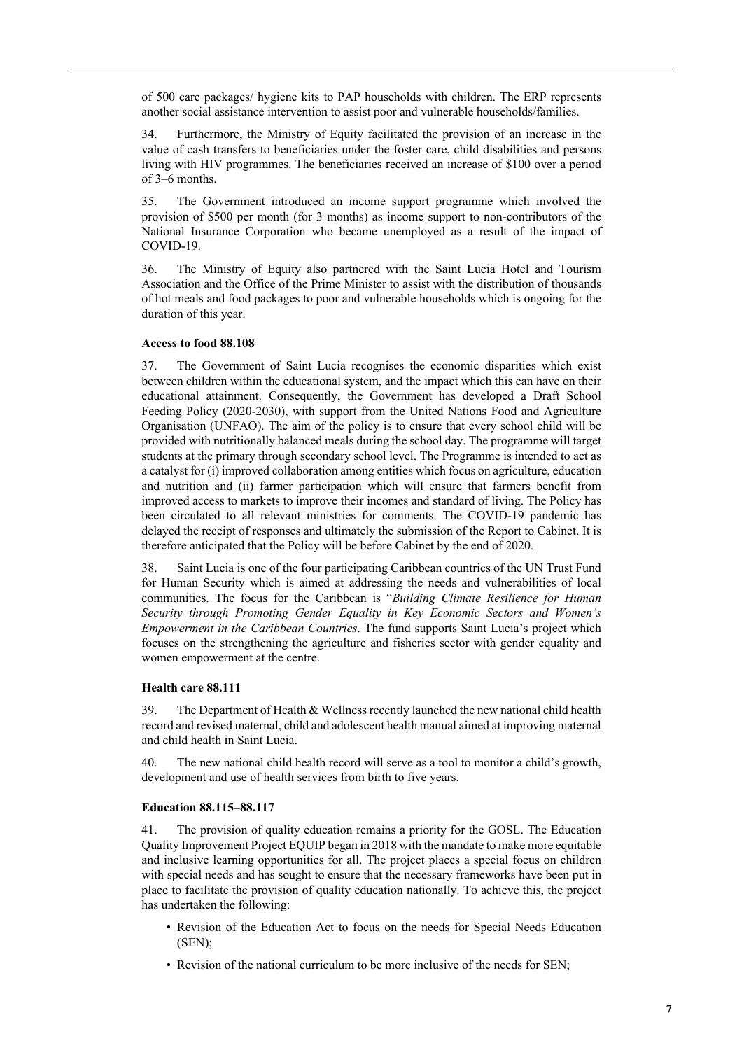of 500 care packages/ hygiene kits to PAP households with children. The ERP represents another social assistance intervention to assist poor and vulnerable households/families.

34. Furthermore, the Ministry of Equity facilitated the provision of an increase in the value of cash transfers to beneficiaries under the foster care, child disabilities and persons living with HIV programmes. The beneficiaries received an increase of $100 over a period of 3–6 months.

35. The Government introduced an income support programme which involved the provision of $500 per month (for 3 months) as income support to non-contributors of the National Insurance Corporation who became unemployed as a result of the impact of COVID-19.

36. The Ministry of Equity also partnered with the Saint Lucia Hotel and Tourism Association and the Office of the Prime Minister to assist with the distribution of thousands of hot meals and food packages to poor and vulnerable households which is ongoing for the duration of this year.

**Access to food 88.108**

37. The Government of Saint Lucia recognises the economic disparities which exist between children within the educational system, and the impact which this can have on their educational attainment. Consequently, the Government has developed a Draft School Feeding Policy (2020-2030), with support from the United Nations Food and Agriculture Organisation (UNFAO). The aim of the policy is to ensure that every school child will be provided with nutritionally balanced meals during the school day. The programme will target students at the primary through secondary school level. The Programme is intended to act as a catalyst for (i) improved collaboration among entities which focus on agriculture, education and nutrition and (ii) farmer participation which will ensure that farmers benefit from improved access to markets to improve their incomes and standard of living. The Policy has been circulated to all relevant ministries for comments. The COVID-19 pandemic has delayed the receipt of responses and ultimately the submission of the Report to Cabinet. It is therefore anticipated that the Policy will be before Cabinet by the end of 2020.

38. Saint Lucia is one of the four participating Caribbean countries of the UN Trust Fund for Human Security which is aimed at addressing the needs and vulnerabilities of local communities. The focus for the Caribbean is "*Building Climate Resilience for Human Security through Promoting Gender Equality in Key Economic Sectors and Women's Empowerment in the Caribbean Countries*. The fund supports Saint Lucia's project which focuses on the strengthening the agriculture and fisheries sector with gender equality and women empowerment at the centre.

**Health care 88.111**

39. The Department of Health & Wellness recently launched the new national child health record and revised maternal, child and adolescent health manual aimed at improving maternal and child health in Saint Lucia.

40. The new national child health record will serve as a tool to monitor a child's growth, development and use of health services from birth to five years.

**Education 88.115–88.117**

41. The provision of quality education remains a priority for the GOSL. The Education Quality Improvement Project EQUIP began in 2018 with the mandate to make more equitable and inclusive learning opportunities for all. The project places a special focus on children with special needs and has sought to ensure that the necessary frameworks have been put in place to facilitate the provision of quality education nationally. To achieve this, the project has undertaken the following:

- Revision of the Education Act to focus on the needs for Special Needs Education (SEN);
- Revision of the national curriculum to be more inclusive of the needs for SEN;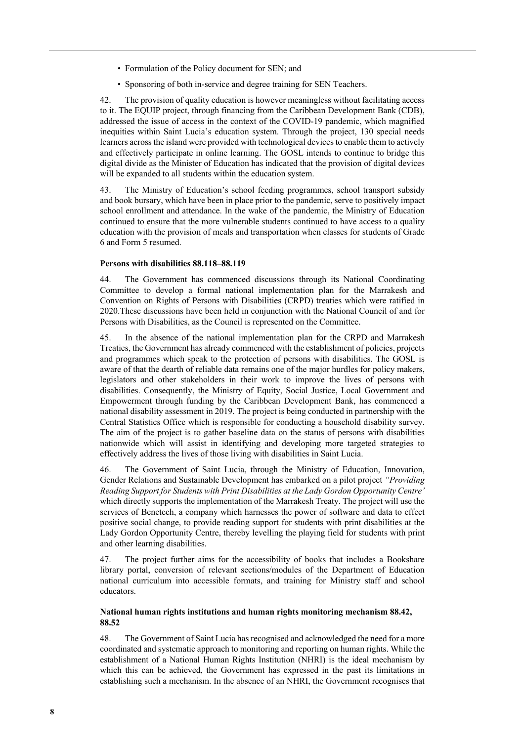- Formulation of the Policy document for SEN; and
- Sponsoring of both in-service and degree training for SEN Teachers.

42. The provision of quality education is however meaningless without facilitating access to it. The EQUIP project, through financing from the Caribbean Development Bank (CDB), addressed the issue of access in the context of the COVID-19 pandemic, which magnified inequities within Saint Lucia's education system. Through the project, 130 special needs learners across the island were provided with technological devices to enable them to actively and effectively participate in online learning. The GOSL intends to continue to bridge this digital divide as the Minister of Education has indicated that the provision of digital devices will be expanded to all students within the education system.

43. The Ministry of Education's school feeding programmes, school transport subsidy and book bursary, which have been in place prior to the pandemic, serve to positively impact school enrollment and attendance. In the wake of the pandemic, the Ministry of Education continued to ensure that the more vulnerable students continued to have access to a quality education with the provision of meals and transportation when classes for students of Grade 6 and Form 5 resumed.

**Persons with disabilities 88.118–88.119**

44. The Government has commenced discussions through its National Coordinating Committee to develop a formal national implementation plan for the Marrakesh and Convention on Rights of Persons with Disabilities (CRPD) treaties which were ratified in 2020.These discussions have been held in conjunction with the National Council of and for Persons with Disabilities, as the Council is represented on the Committee.

45. In the absence of the national implementation plan for the CRPD and Marrakesh Treaties, the Government has already commenced with the establishment of policies, projects and programmes which speak to the protection of persons with disabilities. The GOSL is aware of that the dearth of reliable data remains one of the major hurdles for policy makers, legislators and other stakeholders in their work to improve the lives of persons with disabilities. Consequently, the Ministry of Equity, Social Justice, Local Government and Empowerment through funding by the Caribbean Development Bank, has commenced a national disability assessment in 2019. The project is being conducted in partnership with the Central Statistics Office which is responsible for conducting a household disability survey. The aim of the project is to gather baseline data on the status of persons with disabilities nationwide which will assist in identifying and developing more targeted strategies to effectively address the lives of those living with disabilities in Saint Lucia.

46. The Government of Saint Lucia, through the Ministry of Education, Innovation, Gender Relations and Sustainable Development has embarked on a pilot project *"Providing Reading Support for Students with Print Disabilities at the Lady Gordon Opportunity Centre'* which directly supports the implementation of the Marrakesh Treaty. The project will use the services of Benetech, a company which harnesses the power of software and data to effect positive social change, to provide reading support for students with print disabilities at the Lady Gordon Opportunity Centre, thereby levelling the playing field for students with print and other learning disabilities.

47. The project further aims for the accessibility of books that includes a Bookshare library portal, conversion of relevant sections/modules of the Department of Education national curriculum into accessible formats, and training for Ministry staff and school educators.

**National human rights institutions and human rights monitoring mechanism 88.42, 88.52**

48. The Government of Saint Lucia has recognised and acknowledged the need for a more coordinated and systematic approach to monitoring and reporting on human rights. While the establishment of a National Human Rights Institution (NHRI) is the ideal mechanism by which this can be achieved, the Government has expressed in the past its limitations in establishing such a mechanism. In the absence of an NHRI, the Government recognises that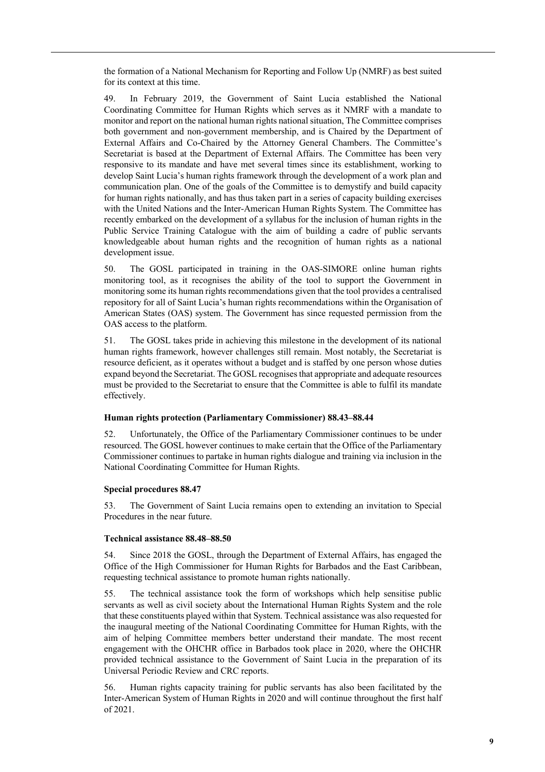the formation of a National Mechanism for Reporting and Follow Up (NMRF) as best suited for its context at this time.

49. In February 2019, the Government of Saint Lucia established the National Coordinating Committee for Human Rights which serves as it NMRF with a mandate to monitor and report on the national human rights national situation, The Committee comprises both government and non-government membership, and is Chaired by the Department of External Affairs and Co-Chaired by the Attorney General Chambers. The Committee's Secretariat is based at the Department of External Affairs. The Committee has been very responsive to its mandate and have met several times since its establishment, working to develop Saint Lucia's human rights framework through the development of a work plan and communication plan. One of the goals of the Committee is to demystify and build capacity for human rights nationally, and has thus taken part in a series of capacity building exercises with the United Nations and the Inter-American Human Rights System. The Committee has recently embarked on the development of a syllabus for the inclusion of human rights in the Public Service Training Catalogue with the aim of building a cadre of public servants knowledgeable about human rights and the recognition of human rights as a national development issue.

50. The GOSL participated in training in the OAS-SIMORE online human rights monitoring tool, as it recognises the ability of the tool to support the Government in monitoring some its human rights recommendations given that the tool provides a centralised repository for all of Saint Lucia's human rights recommendations within the Organisation of American States (OAS) system. The Government has since requested permission from the OAS access to the platform.

51. The GOSL takes pride in achieving this milestone in the development of its national human rights framework, however challenges still remain. Most notably, the Secretariat is resource deficient, as it operates without a budget and is staffed by one person whose duties expand beyond the Secretariat. The GOSL recognises that appropriate and adequate resources must be provided to the Secretariat to ensure that the Committee is able to fulfil its mandate effectively.

### Human rights protection (Parliamentary Commissioner) 88.43–88.44

52. Unfortunately, the Office of the Parliamentary Commissioner continues to be under resourced. The GOSL however continues to make certain that the Office of the Parliamentary Commissioner continues to partake in human rights dialogue and training via inclusion in the National Coordinating Committee for Human Rights.

### Special procedures 88.47

53. The Government of Saint Lucia remains open to extending an invitation to Special Procedures in the near future.

### Technical assistance 88.48–88.50

54. Since 2018 the GOSL, through the Department of External Affairs, has engaged the Office of the High Commissioner for Human Rights for Barbados and the East Caribbean, requesting technical assistance to promote human rights nationally.

55. The technical assistance took the form of workshops which help sensitise public servants as well as civil society about the International Human Rights System and the role that these constituents played within that System. Technical assistance was also requested for the inaugural meeting of the National Coordinating Committee for Human Rights, with the aim of helping Committee members better understand their mandate. The most recent engagement with the OHCHR office in Barbados took place in 2020, where the OHCHR provided technical assistance to the Government of Saint Lucia in the preparation of its Universal Periodic Review and CRC reports.

56. Human rights capacity training for public servants has also been facilitated by the Inter-American System of Human Rights in 2020 and will continue throughout the first half of 2021.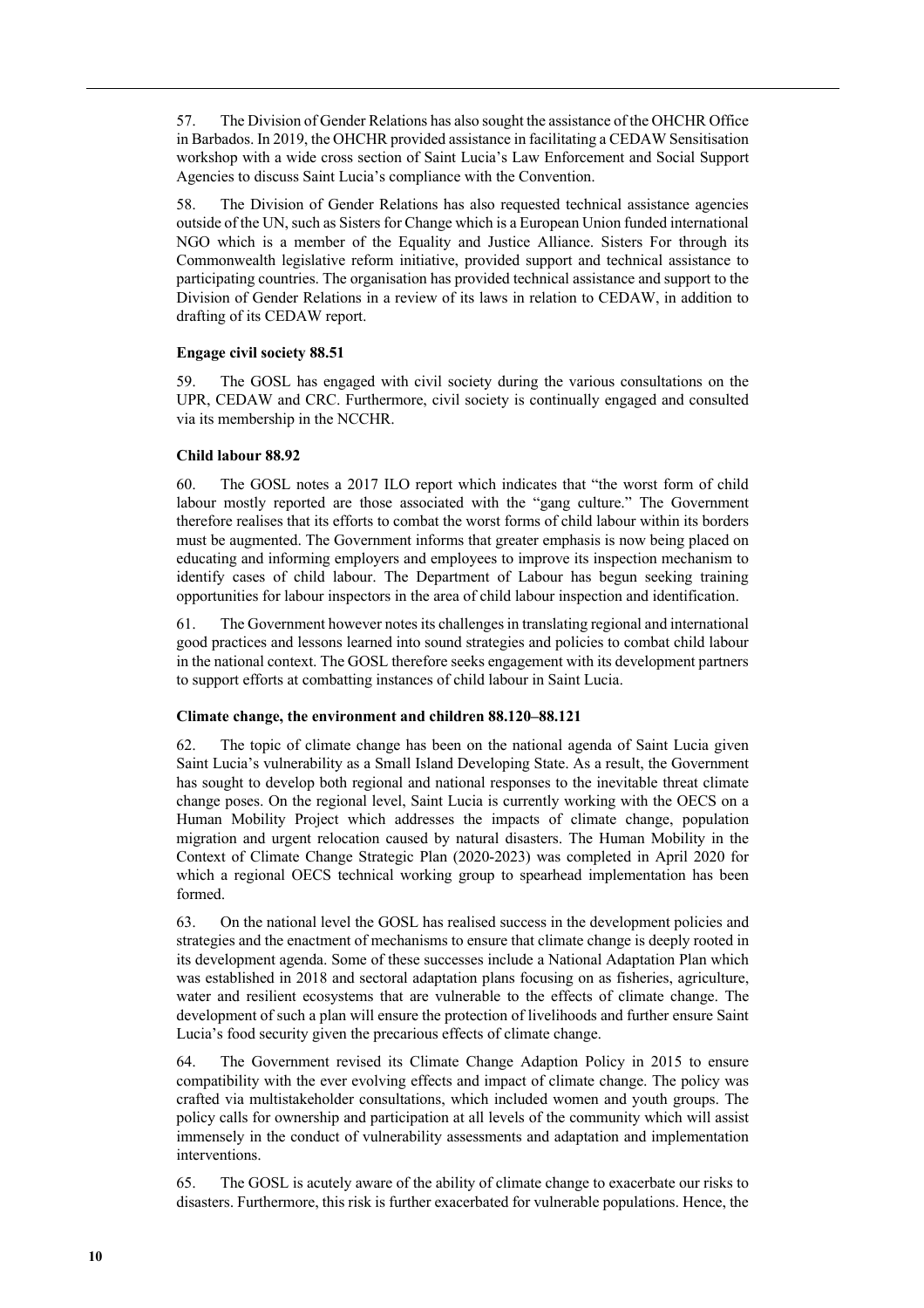57. The Division of Gender Relations has also sought the assistance of the OHCHR Office in Barbados. In 2019, the OHCHR provided assistance in facilitating a CEDAW Sensitisation workshop with a wide cross section of Saint Lucia's Law Enforcement and Social Support Agencies to discuss Saint Lucia's compliance with the Convention.

58. The Division of Gender Relations has also requested technical assistance agencies outside of the UN, such as Sisters for Change which is a European Union funded international NGO which is a member of the Equality and Justice Alliance. Sisters For through its Commonwealth legislative reform initiative, provided support and technical assistance to participating countries. The organisation has provided technical assistance and support to the Division of Gender Relations in a review of its laws in relation to CEDAW, in addition to drafting of its CEDAW report.

**Engage civil society 88.51**

59. The GOSL has engaged with civil society during the various consultations on the UPR, CEDAW and CRC. Furthermore, civil society is continually engaged and consulted via its membership in the NCCHR.

**Child labour 88.92**

60. The GOSL notes a 2017 ILO report which indicates that "the worst form of child labour mostly reported are those associated with the "gang culture." The Government therefore realises that its efforts to combat the worst forms of child labour within its borders must be augmented. The Government informs that greater emphasis is now being placed on educating and informing employers and employees to improve its inspection mechanism to identify cases of child labour. The Department of Labour has begun seeking training opportunities for labour inspectors in the area of child labour inspection and identification.

61. The Government however notes its challenges in translating regional and international good practices and lessons learned into sound strategies and policies to combat child labour in the national context. The GOSL therefore seeks engagement with its development partners to support efforts at combatting instances of child labour in Saint Lucia.

**Climate change, the environment and children 88.120–88.121**

62. The topic of climate change has been on the national agenda of Saint Lucia given Saint Lucia's vulnerability as a Small Island Developing State. As a result, the Government has sought to develop both regional and national responses to the inevitable threat climate change poses. On the regional level, Saint Lucia is currently working with the OECS on a Human Mobility Project which addresses the impacts of climate change, population migration and urgent relocation caused by natural disasters. The Human Mobility in the Context of Climate Change Strategic Plan (2020-2023) was completed in April 2020 for which a regional OECS technical working group to spearhead implementation has been formed.

63. On the national level the GOSL has realised success in the development policies and strategies and the enactment of mechanisms to ensure that climate change is deeply rooted in its development agenda. Some of these successes include a National Adaptation Plan which was established in 2018 and sectoral adaptation plans focusing on as fisheries, agriculture, water and resilient ecosystems that are vulnerable to the effects of climate change. The development of such a plan will ensure the protection of livelihoods and further ensure Saint Lucia's food security given the precarious effects of climate change.

64. The Government revised its Climate Change Adaption Policy in 2015 to ensure compatibility with the ever evolving effects and impact of climate change. The policy was crafted via multistakeholder consultations, which included women and youth groups. The policy calls for ownership and participation at all levels of the community which will assist immensely in the conduct of vulnerability assessments and adaptation and implementation interventions.

65. The GOSL is acutely aware of the ability of climate change to exacerbate our risks to disasters. Furthermore, this risk is further exacerbated for vulnerable populations. Hence, the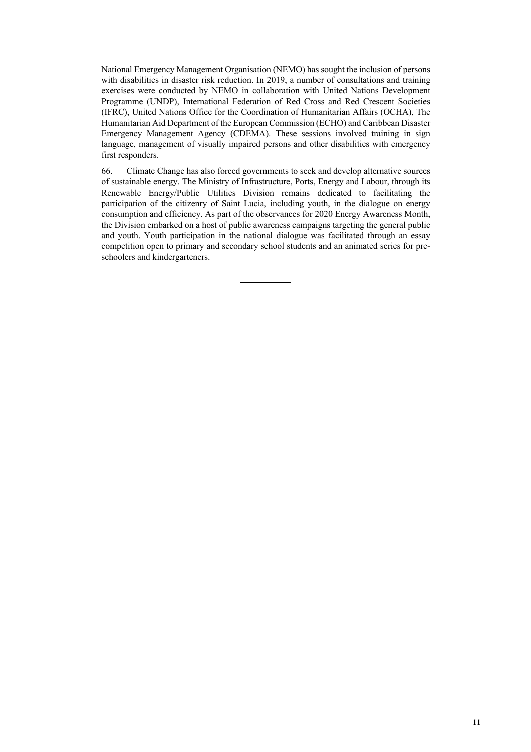National Emergency Management Organisation (NEMO) has sought the inclusion of persons with disabilities in disaster risk reduction. In 2019, a number of consultations and training exercises were conducted by NEMO in collaboration with United Nations Development Programme (UNDP), International Federation of Red Cross and Red Crescent Societies (IFRC), United Nations Office for the Coordination of Humanitarian Affairs (OCHA), The Humanitarian Aid Department of the European Commission (ECHO) and Caribbean Disaster Emergency Management Agency (CDEMA). These sessions involved training in sign language, management of visually impaired persons and other disabilities with emergency first responders.

66. Climate Change has also forced governments to seek and develop alternative sources of sustainable energy. The Ministry of Infrastructure, Ports, Energy and Labour, through its Renewable Energy/Public Utilities Division remains dedicated to facilitating the participation of the citizenry of Saint Lucia, including youth, in the dialogue on energy consumption and efficiency. As part of the observances for 2020 Energy Awareness Month, the Division embarked on a host of public awareness campaigns targeting the general public and youth. Youth participation in the national dialogue was facilitated through an essay competition open to primary and secondary school students and an animated series for pre-schoolers and kindergarteners.